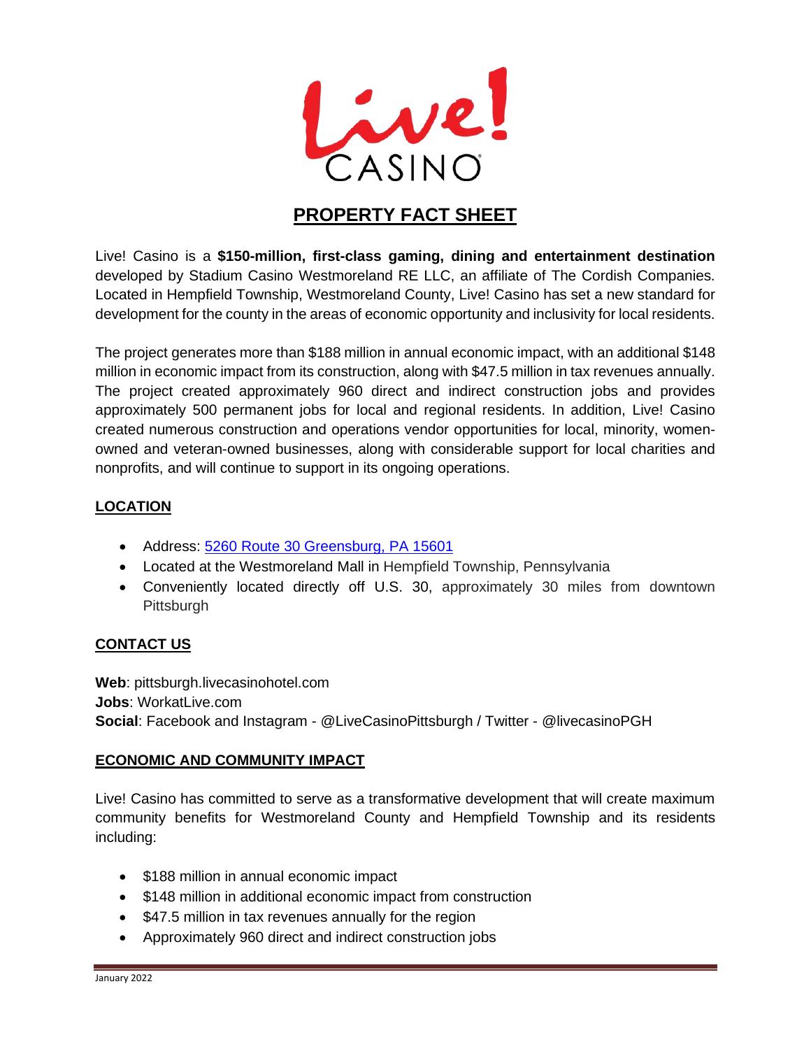# Live! CASINO

## PROPERTY FACT SHEET

Live! Casino is a **$150-million, first-class gaming, dining and entertainment destination** developed by Stadium Casino Westmoreland RE LLC, an affiliate of The Cordish Companies. Located in Hempfield Township, Westmoreland County, Live! Casino has set a new standard for development for the county in the areas of economic opportunity and inclusivity for local residents.

The project generates more than $188 million in annual economic impact, with an additional $148 million in economic impact from its construction, along with $47.5 million in tax revenues annually. The project created approximately 960 direct and indirect construction jobs and provides approximately 500 permanent jobs for local and regional residents. In addition, Live! Casino created numerous construction and operations vendor opportunities for local, minority, women-owned and veteran-owned businesses, along with considerable support for local charities and nonprofits, and will continue to support in its ongoing operations.

### LOCATION

- Address: [5260 Route 30 Greensburg, PA 15601](https://maps.google.com/?q=5260+Route+30+Greensburg,+PA+15601)
- Located at the Westmoreland Mall in Hempfield Township, Pennsylvania
- Conveniently located directly off U.S. 30, approximately 30 miles from downtown Pittsburgh

### CONTACT US

**Web**: pittsburgh.livecasinohotel.com
**Jobs**: WorkatLive.com
**Social**: Facebook and Instagram - @LiveCasinoPittsburgh / Twitter - @livecasinoPGH

### ECONOMIC AND COMMUNITY IMPACT

Live! Casino has committed to serve as a transformative development that will create maximum community benefits for Westmoreland County and Hempfield Township and its residents including:

- $188 million in annual economic impact
- $148 million in additional economic impact from construction
- $47.5 million in tax revenues annually for the region
- Approximately 960 direct and indirect construction jobs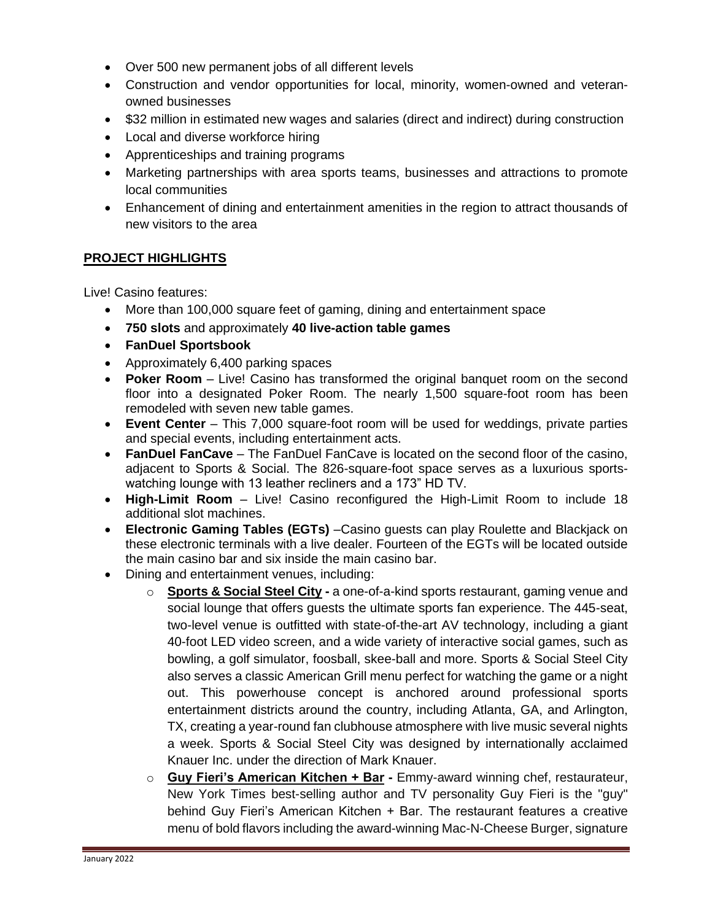- Over 500 new permanent jobs of all different levels
- Construction and vendor opportunities for local, minority, women-owned and veteran-owned businesses
- $32 million in estimated new wages and salaries (direct and indirect) during construction
- Local and diverse workforce hiring
- Apprenticeships and training programs
- Marketing partnerships with area sports teams, businesses and attractions to promote local communities
- Enhancement of dining and entertainment amenities in the region to attract thousands of new visitors to the area

## PROJECT HIGHLIGHTS

Live! Casino features:

- More than 100,000 square feet of gaming, dining and entertainment space
- **750 slots** and approximately **40 live-action table games**
- **FanDuel Sportsbook**
- Approximately 6,400 parking spaces
- **Poker Room** – Live! Casino has transformed the original banquet room on the second floor into a designated Poker Room. The nearly 1,500 square-foot room has been remodeled with seven new table games.
- **Event Center** – This 7,000 square-foot room will be used for weddings, private parties and special events, including entertainment acts.
- **FanDuel FanCave** – The FanDuel FanCave is located on the second floor of the casino, adjacent to Sports & Social. The 826-square-foot space serves as a luxurious sports-watching lounge with 13 leather recliners and a 173" HD TV.
- **High-Limit Room** – Live! Casino reconfigured the High-Limit Room to include 18 additional slot machines.
- **Electronic Gaming Tables (EGTs)** –Casino guests can play Roulette and Blackjack on these electronic terminals with a live dealer. Fourteen of the EGTs will be located outside the main casino bar and six inside the main casino bar.
- Dining and entertainment venues, including:
  - **Sports & Social Steel City -** a one-of-a-kind sports restaurant, gaming venue and social lounge that offers guests the ultimate sports fan experience. The 445-seat, two-level venue is outfitted with state-of-the-art AV technology, including a giant 40-foot LED video screen, and a wide variety of interactive social games, such as bowling, a golf simulator, foosball, skee-ball and more. Sports & Social Steel City also serves a classic American Grill menu perfect for watching the game or a night out. This powerhouse concept is anchored around professional sports entertainment districts around the country, including Atlanta, GA, and Arlington, TX, creating a year-round fan clubhouse atmosphere with live music several nights a week. Sports & Social Steel City was designed by internationally acclaimed Knauer Inc. under the direction of Mark Knauer.
  - **Guy Fieri's American Kitchen + Bar -** Emmy-award winning chef, restaurateur, New York Times best-selling author and TV personality Guy Fieri is the "guy" behind Guy Fieri's American Kitchen + Bar. The restaurant features a creative menu of bold flavors including the award-winning Mac-N-Cheese Burger, signature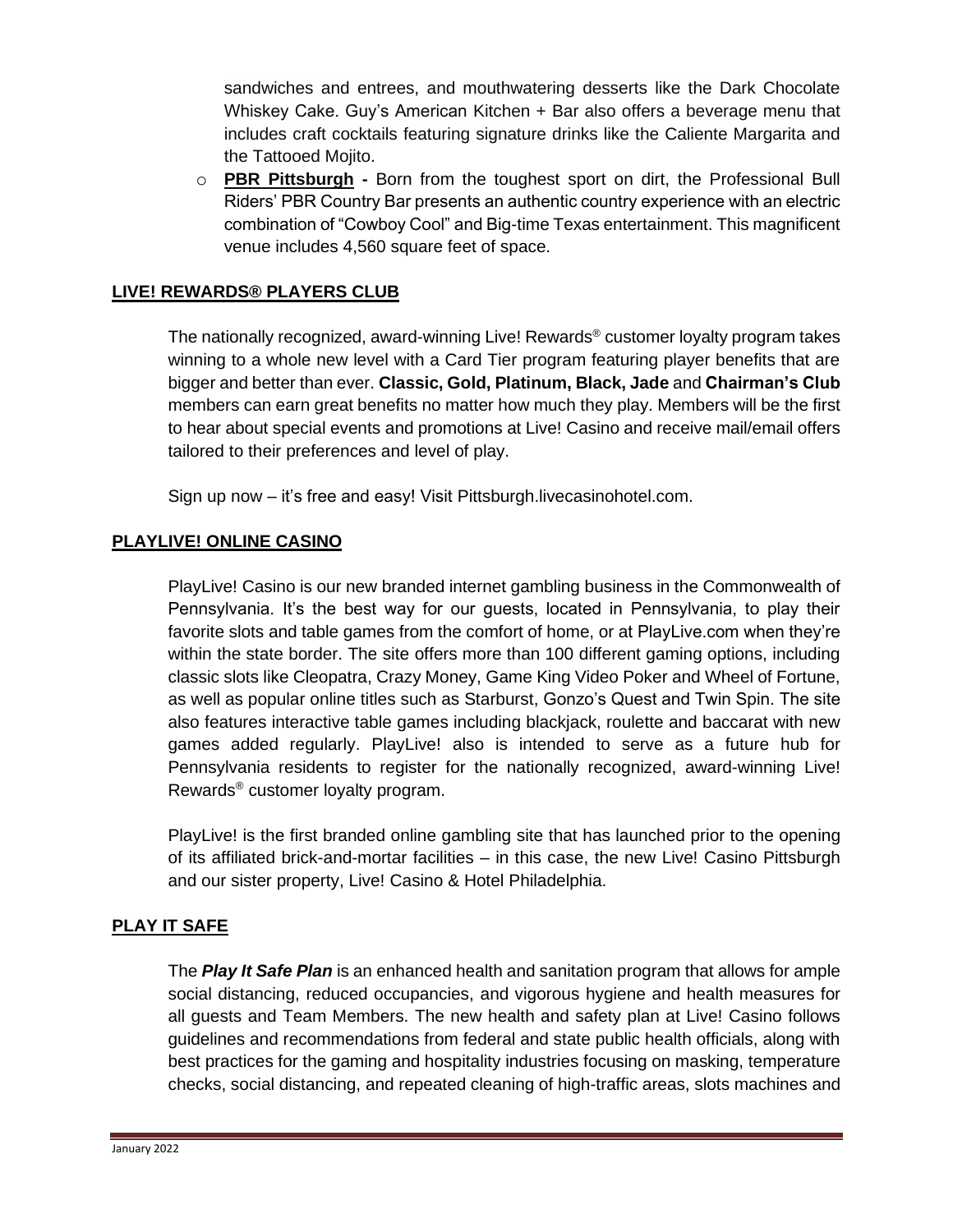sandwiches and entrees, and mouthwatering desserts like the Dark Chocolate Whiskey Cake. Guy's American Kitchen + Bar also offers a beverage menu that includes craft cocktails featuring signature drinks like the Caliente Margarita and the Tattooed Mojito.

- **PBR Pittsburgh -** Born from the toughest sport on dirt, the Professional Bull Riders' PBR Country Bar presents an authentic country experience with an electric combination of "Cowboy Cool" and Big-time Texas entertainment. This magnificent venue includes 4,560 square feet of space.

## LIVE! REWARDS® PLAYERS CLUB

The nationally recognized, award-winning Live! Rewards® customer loyalty program takes winning to a whole new level with a Card Tier program featuring player benefits that are bigger and better than ever. **Classic, Gold, Platinum, Black, Jade** and **Chairman's Club** members can earn great benefits no matter how much they play. Members will be the first to hear about special events and promotions at Live! Casino and receive mail/email offers tailored to their preferences and level of play.

Sign up now – it's free and easy! Visit Pittsburgh.livecasinohotel.com.

## PLAYLIVE! ONLINE CASINO

PlayLive! Casino is our new branded internet gambling business in the Commonwealth of Pennsylvania. It's the best way for our guests, located in Pennsylvania, to play their favorite slots and table games from the comfort of home, or at PlayLive.com when they're within the state border. The site offers more than 100 different gaming options, including classic slots like Cleopatra, Crazy Money, Game King Video Poker and Wheel of Fortune, as well as popular online titles such as Starburst, Gonzo's Quest and Twin Spin. The site also features interactive table games including blackjack, roulette and baccarat with new games added regularly. PlayLive! also is intended to serve as a future hub for Pennsylvania residents to register for the nationally recognized, award-winning Live! Rewards® customer loyalty program.

PlayLive! is the first branded online gambling site that has launched prior to the opening of its affiliated brick-and-mortar facilities – in this case, the new Live! Casino Pittsburgh and our sister property, Live! Casino & Hotel Philadelphia.

## PLAY IT SAFE

The ***Play It Safe Plan*** is an enhanced health and sanitation program that allows for ample social distancing, reduced occupancies, and vigorous hygiene and health measures for all guests and Team Members. The new health and safety plan at Live! Casino follows guidelines and recommendations from federal and state public health officials, along with best practices for the gaming and hospitality industries focusing on masking, temperature checks, social distancing, and repeated cleaning of high-traffic areas, slots machines and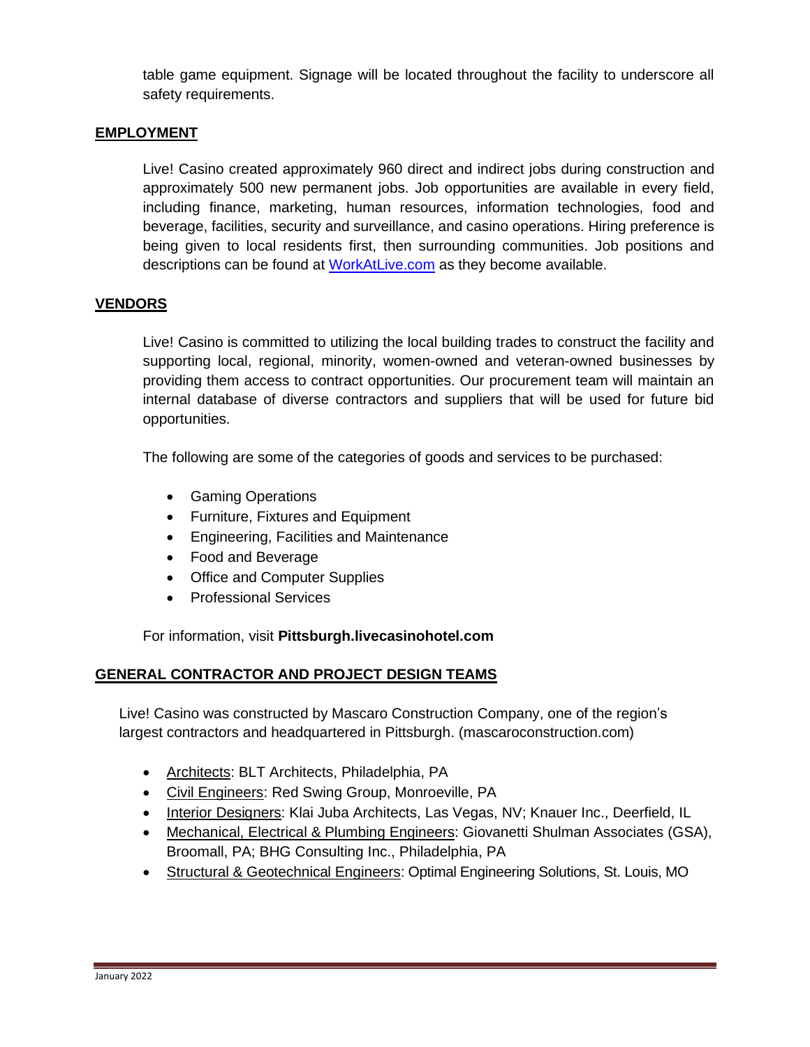table game equipment. Signage will be located throughout the facility to underscore all safety requirements.

## EMPLOYMENT

Live! Casino created approximately 960 direct and indirect jobs during construction and approximately 500 new permanent jobs. Job opportunities are available in every field, including finance, marketing, human resources, information technologies, food and beverage, facilities, security and surveillance, and casino operations. Hiring preference is being given to local residents first, then surrounding communities. Job positions and descriptions can be found at WorkAtLive.com as they become available.

## VENDORS

Live! Casino is committed to utilizing the local building trades to construct the facility and supporting local, regional, minority, women-owned and veteran-owned businesses by providing them access to contract opportunities. Our procurement team will maintain an internal database of diverse contractors and suppliers that will be used for future bid opportunities.

The following are some of the categories of goods and services to be purchased:

- Gaming Operations
- Furniture, Fixtures and Equipment
- Engineering, Facilities and Maintenance
- Food and Beverage
- Office and Computer Supplies
- Professional Services

For information, visit **Pittsburgh.livecasinohotel.com**

## GENERAL CONTRACTOR AND PROJECT DESIGN TEAMS

Live! Casino was constructed by Mascaro Construction Company, one of the region's largest contractors and headquartered in Pittsburgh. (mascaroconstruction.com)

- Architects: BLT Architects, Philadelphia, PA
- Civil Engineers: Red Swing Group, Monroeville, PA
- Interior Designers: Klai Juba Architects, Las Vegas, NV; Knauer Inc., Deerfield, IL
- Mechanical, Electrical & Plumbing Engineers: Giovanetti Shulman Associates (GSA), Broomall, PA; BHG Consulting Inc., Philadelphia, PA
- Structural & Geotechnical Engineers: Optimal Engineering Solutions, St. Louis, MO

January 2022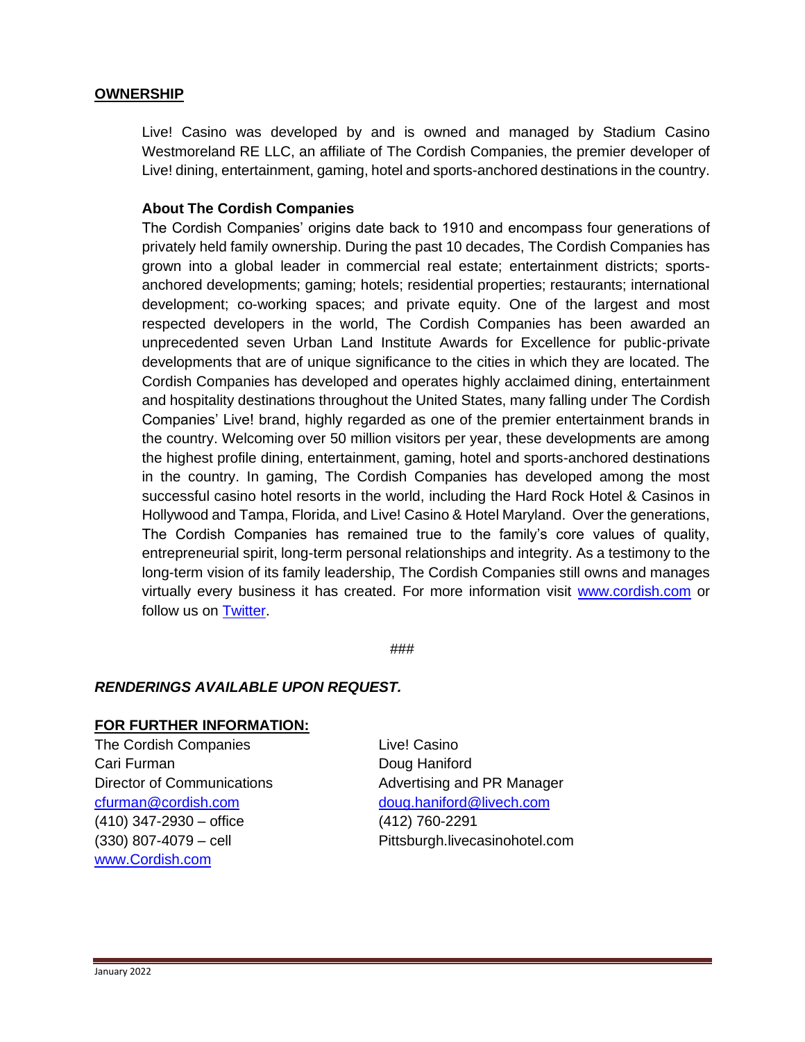## OWNERSHIP

Live! Casino was developed by and is owned and managed by Stadium Casino Westmoreland RE LLC, an affiliate of The Cordish Companies, the premier developer of Live! dining, entertainment, gaming, hotel and sports-anchored destinations in the country.

**About The Cordish Companies**

The Cordish Companies' origins date back to 1910 and encompass four generations of privately held family ownership. During the past 10 decades, The Cordish Companies has grown into a global leader in commercial real estate; entertainment districts; sports-anchored developments; gaming; hotels; residential properties; restaurants; international development; co-working spaces; and private equity. One of the largest and most respected developers in the world, The Cordish Companies has been awarded an unprecedented seven Urban Land Institute Awards for Excellence for public-private developments that are of unique significance to the cities in which they are located. The Cordish Companies has developed and operates highly acclaimed dining, entertainment and hospitality destinations throughout the United States, many falling under The Cordish Companies' Live! brand, highly regarded as one of the premier entertainment brands in the country. Welcoming over 50 million visitors per year, these developments are among the highest profile dining, entertainment, gaming, hotel and sports-anchored destinations in the country. In gaming, The Cordish Companies has developed among the most successful casino hotel resorts in the world, including the Hard Rock Hotel & Casinos in Hollywood and Tampa, Florida, and Live! Casino & Hotel Maryland. Over the generations, The Cordish Companies has remained true to the family's core values of quality, entrepreneurial spirit, long-term personal relationships and integrity. As a testimony to the long-term vision of its family leadership, The Cordish Companies still owns and manages virtually every business it has created. For more information visit www.cordish.com or follow us on Twitter.

###

***RENDERINGS AVAILABLE UPON REQUEST.***

**FOR FURTHER INFORMATION:**

The Cordish Companies
Cari Furman
Director of Communications
cfurman@cordish.com
(410) 347-2930 – office
(330) 807-4079 – cell
www.Cordish.com

Live! Casino
Doug Haniford
Advertising and PR Manager
doug.haniford@livech.com
(412) 760-2291
Pittsburgh.livecasinohotel.com

January 2022